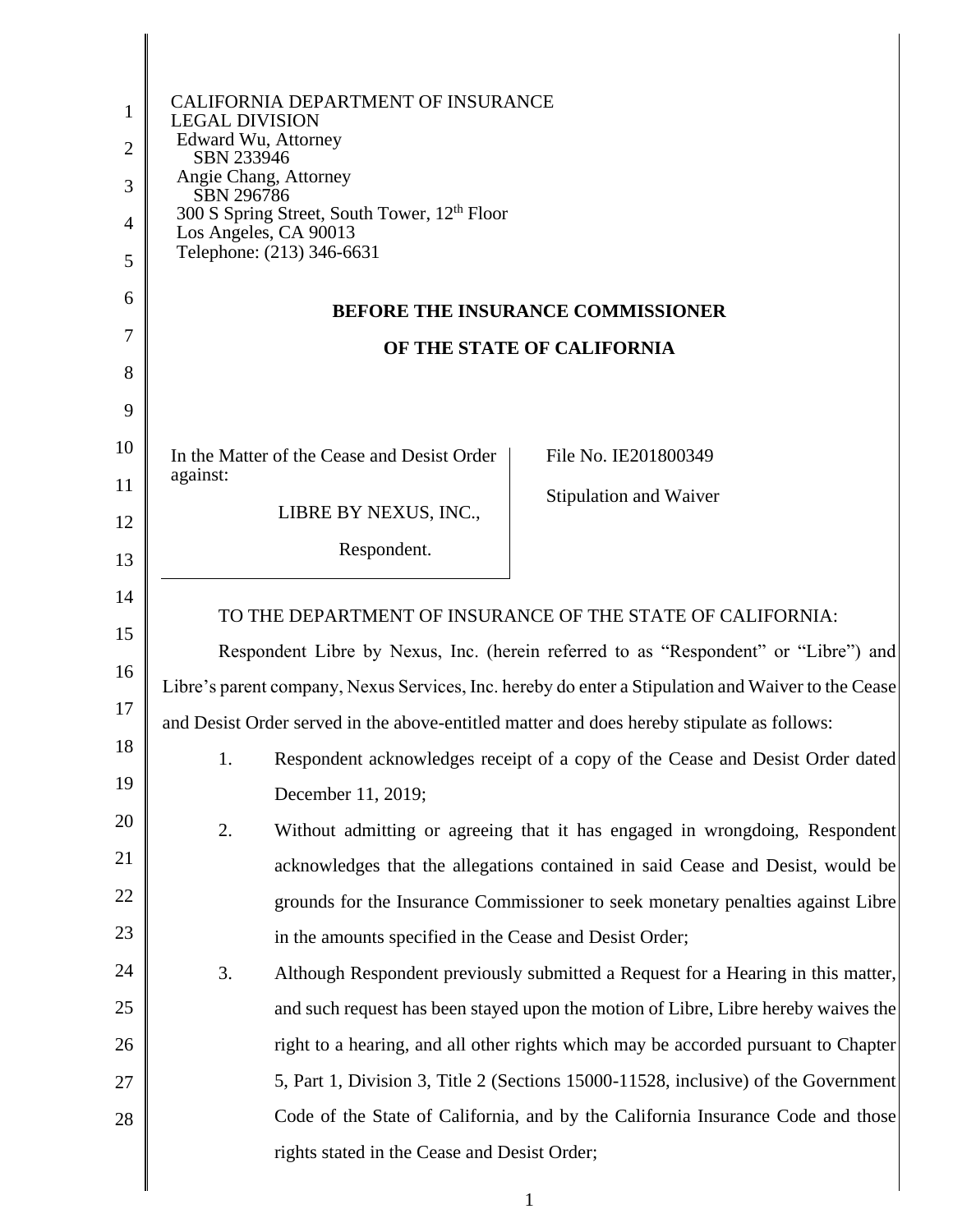CALIFORNIA DEPARTMENT OF INSURANCE
LEGAL DIVISION
Edward Wu, Attorney
SBN 233946
Angie Chang, Attorney
SBN 296786
300 S Spring Street, South Tower, 12th Floor
Los Angeles, CA 90013
Telephone: (213) 346-6631

**BEFORE THE INSURANCE COMMISSIONER**

**OF THE STATE OF CALIFORNIA**

| In the Matter of the Cease and Desist Order against: LIBRE BY NEXUS, INC., Respondent. | File No. IE201800349 Stipulation and Waiver |
|---|---|

TO THE DEPARTMENT OF INSURANCE OF THE STATE OF CALIFORNIA:

Respondent Libre by Nexus, Inc. (herein referred to as "Respondent" or "Libre") and Libre's parent company, Nexus Services, Inc. hereby do enter a Stipulation and Waiver to the Cease and Desist Order served in the above-entitled matter and does hereby stipulate as follows:

1. Respondent acknowledges receipt of a copy of the Cease and Desist Order dated December 11, 2019;
2. Without admitting or agreeing that it has engaged in wrongdoing, Respondent acknowledges that the allegations contained in said Cease and Desist, would be grounds for the Insurance Commissioner to seek monetary penalties against Libre in the amounts specified in the Cease and Desist Order;
3. Although Respondent previously submitted a Request for a Hearing in this matter, and such request has been stayed upon the motion of Libre, Libre hereby waives the right to a hearing, and all other rights which may be accorded pursuant to Chapter 5, Part 1, Division 3, Title 2 (Sections 15000-11528, inclusive) of the Government Code of the State of California, and by the California Insurance Code and those rights stated in the Cease and Desist Order;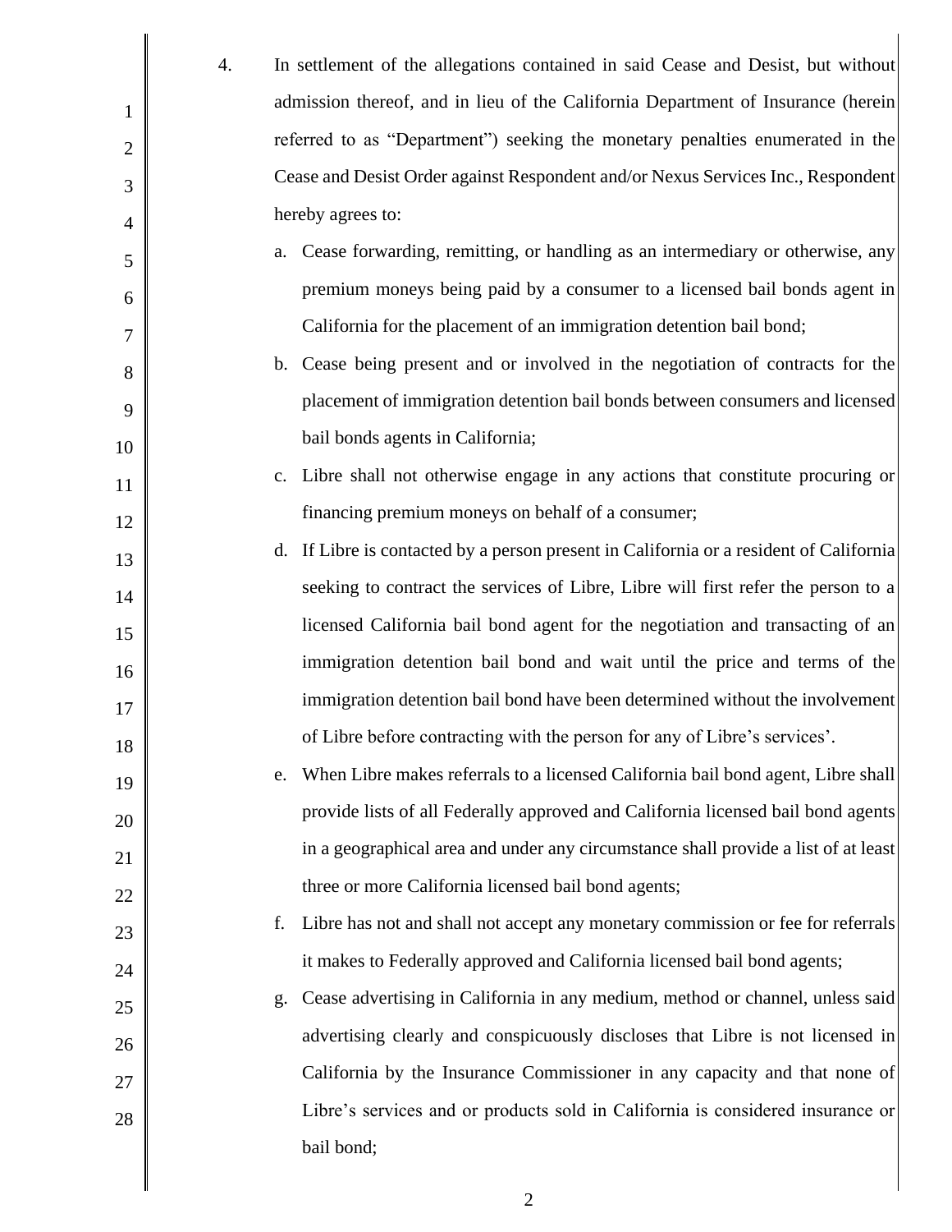4. In settlement of the allegations contained in said Cease and Desist, but without admission thereof, and in lieu of the California Department of Insurance (herein referred to as "Department") seeking the monetary penalties enumerated in the Cease and Desist Order against Respondent and/or Nexus Services Inc., Respondent hereby agrees to:

   a. Cease forwarding, remitting, or handling as an intermediary or otherwise, any premium moneys being paid by a consumer to a licensed bail bonds agent in California for the placement of an immigration detention bail bond;

   b. Cease being present and or involved in the negotiation of contracts for the placement of immigration detention bail bonds between consumers and licensed bail bonds agents in California;

   c. Libre shall not otherwise engage in any actions that constitute procuring or financing premium moneys on behalf of a consumer;

   d. If Libre is contacted by a person present in California or a resident of California seeking to contract the services of Libre, Libre will first refer the person to a licensed California bail bond agent for the negotiation and transacting of an immigration detention bail bond and wait until the price and terms of the immigration detention bail bond have been determined without the involvement of Libre before contracting with the person for any of Libre's services'.

   e. When Libre makes referrals to a licensed California bail bond agent, Libre shall provide lists of all Federally approved and California licensed bail bond agents in a geographical area and under any circumstance shall provide a list of at least three or more California licensed bail bond agents;

   f. Libre has not and shall not accept any monetary commission or fee for referrals it makes to Federally approved and California licensed bail bond agents;

   g. Cease advertising in California in any medium, method or channel, unless said advertising clearly and conspicuously discloses that Libre is not licensed in California by the Insurance Commissioner in any capacity and that none of Libre's services and or products sold in California is considered insurance or bail bond;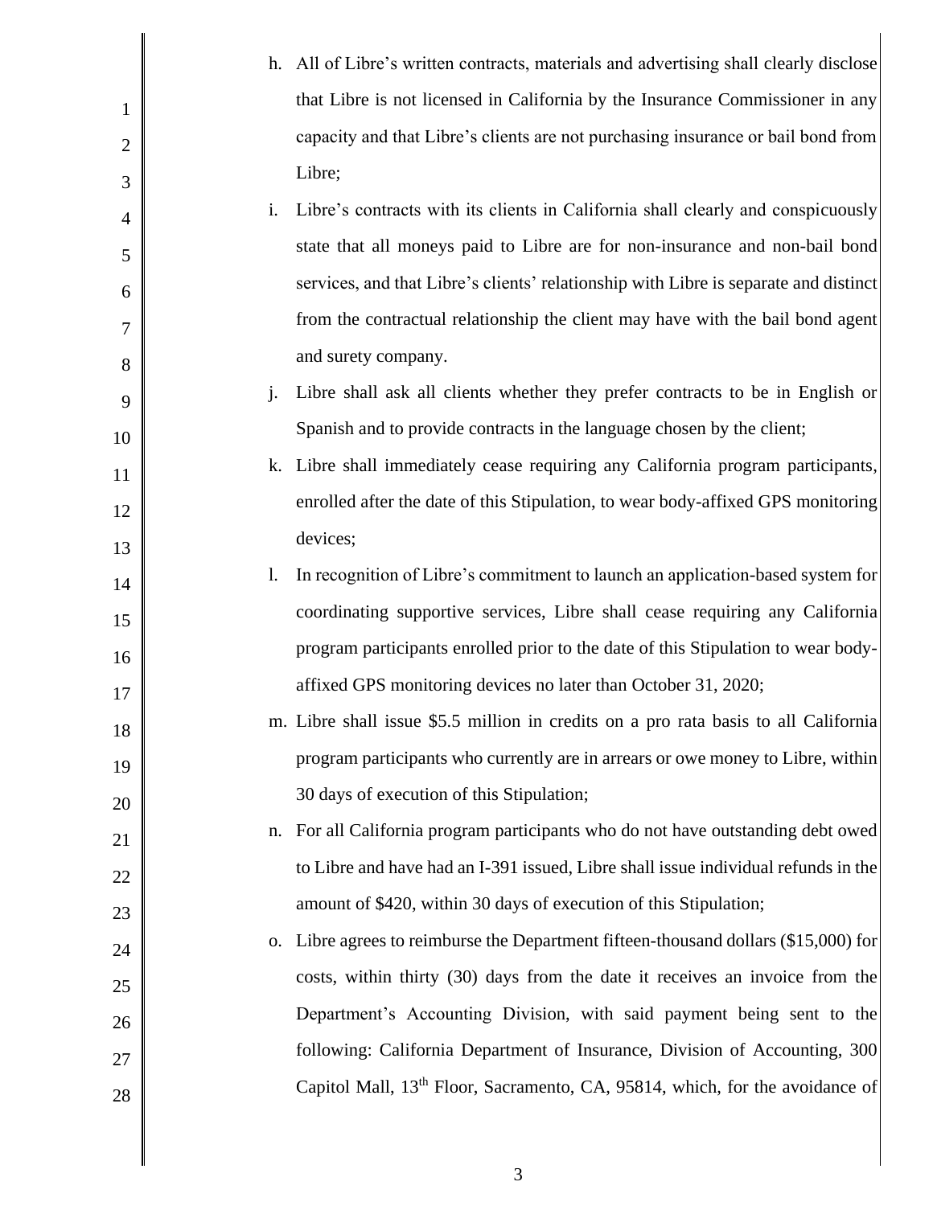h. All of Libre's written contracts, materials and advertising shall clearly disclose that Libre is not licensed in California by the Insurance Commissioner in any capacity and that Libre's clients are not purchasing insurance or bail bond from Libre;

i. Libre's contracts with its clients in California shall clearly and conspicuously state that all moneys paid to Libre are for non-insurance and non-bail bond services, and that Libre's clients' relationship with Libre is separate and distinct from the contractual relationship the client may have with the bail bond agent and surety company.

j. Libre shall ask all clients whether they prefer contracts to be in English or Spanish and to provide contracts in the language chosen by the client;

k. Libre shall immediately cease requiring any California program participants, enrolled after the date of this Stipulation, to wear body-affixed GPS monitoring devices;

l. In recognition of Libre's commitment to launch an application-based system for coordinating supportive services, Libre shall cease requiring any California program participants enrolled prior to the date of this Stipulation to wear body-affixed GPS monitoring devices no later than October 31, 2020;

m. Libre shall issue $5.5 million in credits on a pro rata basis to all California program participants who currently are in arrears or owe money to Libre, within 30 days of execution of this Stipulation;

n. For all California program participants who do not have outstanding debt owed to Libre and have had an I-391 issued, Libre shall issue individual refunds in the amount of $420, within 30 days of execution of this Stipulation;

o. Libre agrees to reimburse the Department fifteen-thousand dollars ($15,000) for costs, within thirty (30) days from the date it receives an invoice from the Department's Accounting Division, with said payment being sent to the following: California Department of Insurance, Division of Accounting, 300 Capitol Mall, 13th Floor, Sacramento, CA, 95814, which, for the avoidance of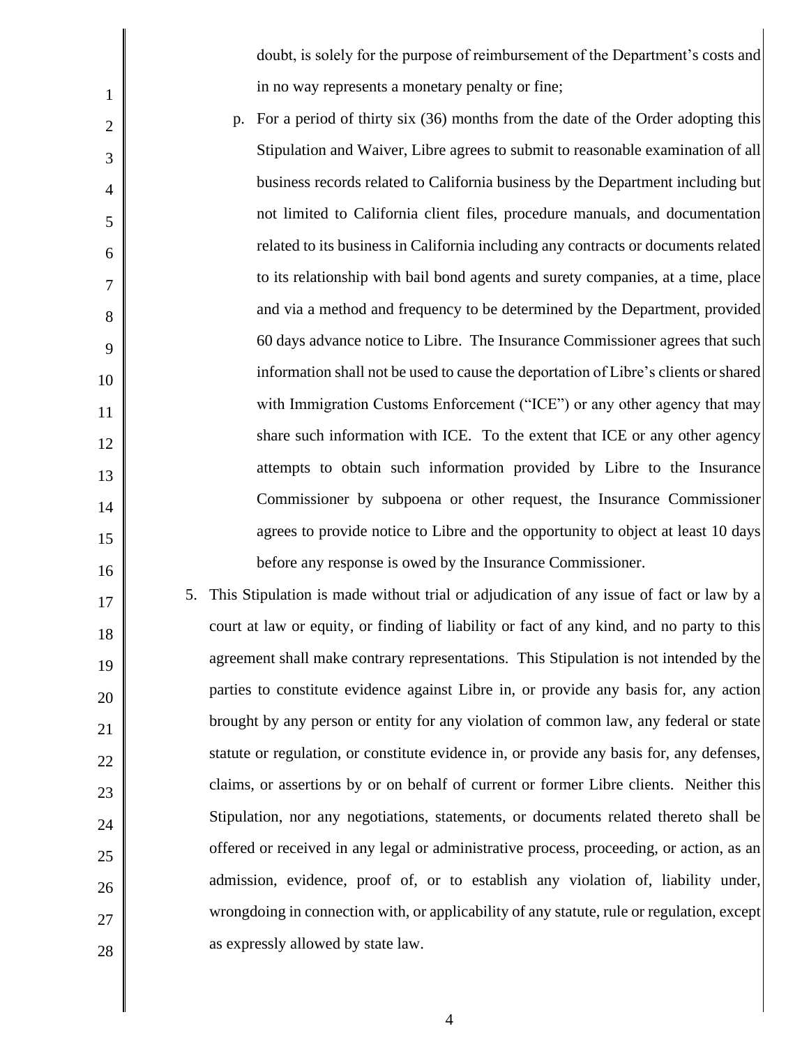doubt, is solely for the purpose of reimbursement of the Department's costs and in no way represents a monetary penalty or fine;

p. For a period of thirty six (36) months from the date of the Order adopting this Stipulation and Waiver, Libre agrees to submit to reasonable examination of all business records related to California business by the Department including but not limited to California client files, procedure manuals, and documentation related to its business in California including any contracts or documents related to its relationship with bail bond agents and surety companies, at a time, place and via a method and frequency to be determined by the Department, provided 60 days advance notice to Libre. The Insurance Commissioner agrees that such information shall not be used to cause the deportation of Libre's clients or shared with Immigration Customs Enforcement ("ICE") or any other agency that may share such information with ICE. To the extent that ICE or any other agency attempts to obtain such information provided by Libre to the Insurance Commissioner by subpoena or other request, the Insurance Commissioner agrees to provide notice to Libre and the opportunity to object at least 10 days before any response is owed by the Insurance Commissioner.

5. This Stipulation is made without trial or adjudication of any issue of fact or law by a court at law or equity, or finding of liability or fact of any kind, and no party to this agreement shall make contrary representations. This Stipulation is not intended by the parties to constitute evidence against Libre in, or provide any basis for, any action brought by any person or entity for any violation of common law, any federal or state statute or regulation, or constitute evidence in, or provide any basis for, any defenses, claims, or assertions by or on behalf of current or former Libre clients. Neither this Stipulation, nor any negotiations, statements, or documents related thereto shall be offered or received in any legal or administrative process, proceeding, or action, as an admission, evidence, proof of, or to establish any violation of, liability under, wrongdoing in connection with, or applicability of any statute, rule or regulation, except as expressly allowed by state law.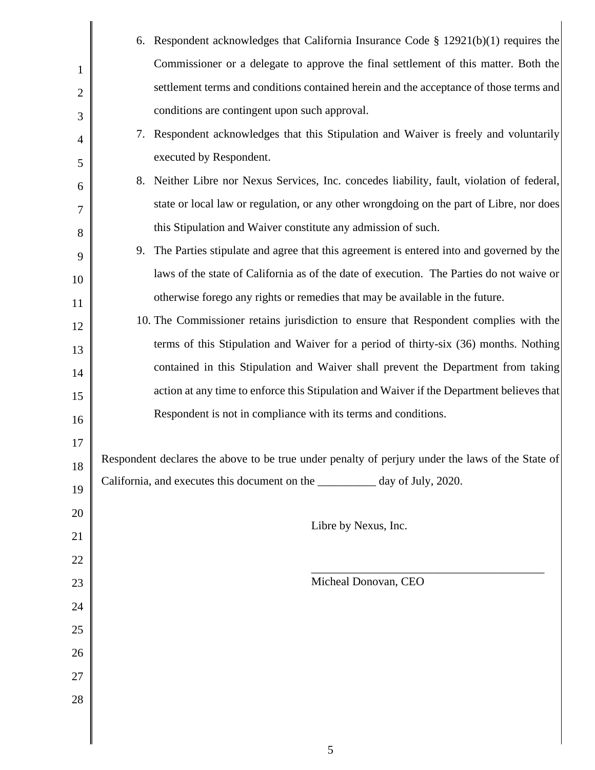6. Respondent acknowledges that California Insurance Code § 12921(b)(1) requires the Commissioner or a delegate to approve the final settlement of this matter. Both the settlement terms and conditions contained herein and the acceptance of those terms and conditions are contingent upon such approval.
7. Respondent acknowledges that this Stipulation and Waiver is freely and voluntarily executed by Respondent.
8. Neither Libre nor Nexus Services, Inc. concedes liability, fault, violation of federal, state or local law or regulation, or any other wrongdoing on the part of Libre, nor does this Stipulation and Waiver constitute any admission of such.
9. The Parties stipulate and agree that this agreement is entered into and governed by the laws of the state of California as of the date of execution. The Parties do not waive or otherwise forego any rights or remedies that may be available in the future.
10. The Commissioner retains jurisdiction to ensure that Respondent complies with the terms of this Stipulation and Waiver for a period of thirty-six (36) months. Nothing contained in this Stipulation and Waiver shall prevent the Department from taking action at any time to enforce this Stipulation and Waiver if the Department believes that Respondent is not in compliance with its terms and conditions.

Respondent declares the above to be true under penalty of perjury under the laws of the State of California, and executes this document on the __________ day of July, 2020.

Libre by Nexus, Inc.

_________________________________________

Micheal Donovan, CEO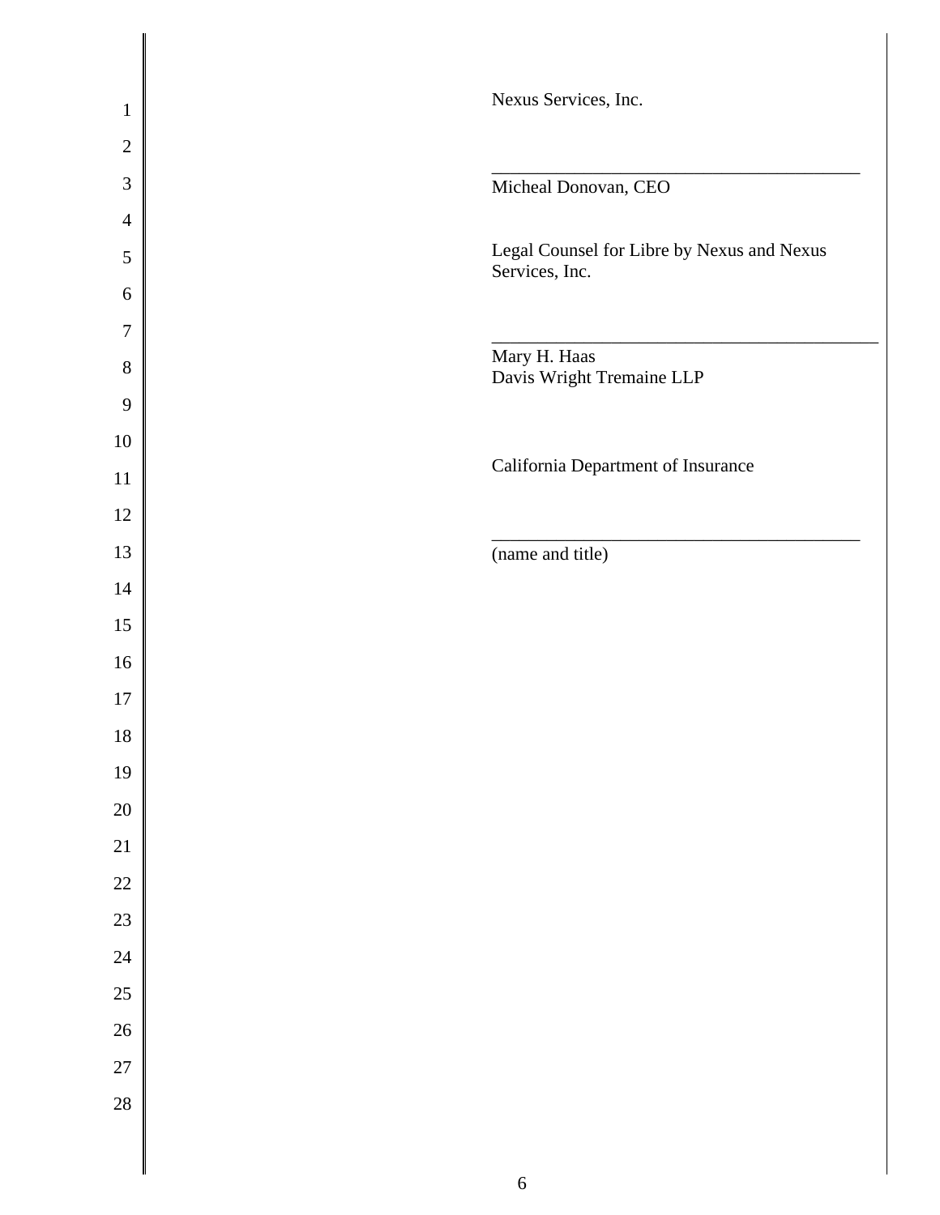Nexus Services, Inc.

\_\_\_\_\_\_\_\_\_\_\_\_\_\_\_\_\_\_\_\_\_\_\_\_\_\_\_\_\_\_\_\_\_\_\_\_\_\_\_\_

Micheal Donovan, CEO

Legal Counsel for Libre by Nexus and Nexus Services, Inc.

\_\_\_\_\_\_\_\_\_\_\_\_\_\_\_\_\_\_\_\_\_\_\_\_\_\_\_\_\_\_\_\_\_\_\_\_\_\_\_\_

Mary H. Haas
Davis Wright Tremaine LLP

California Department of Insurance

\_\_\_\_\_\_\_\_\_\_\_\_\_\_\_\_\_\_\_\_\_\_\_\_\_\_\_\_\_\_\_\_\_\_\_\_\_\_\_\_

(name and title)